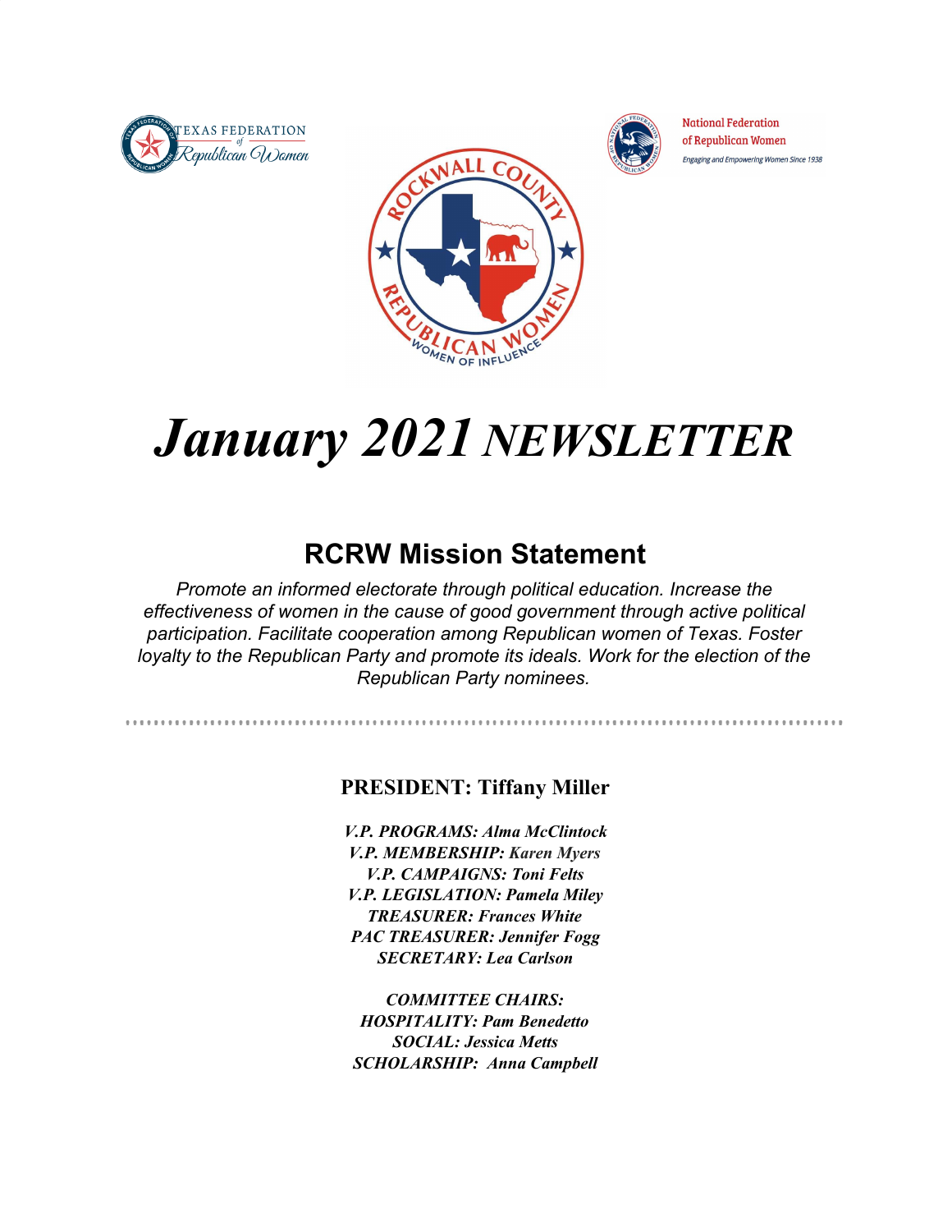# *January 2021* NEWSLETTER

## RCRW Mission Statement

*Promote an informed electorate through political education. Increase the effectiveness of women in the cause of good government through active political participation. Facilitate cooperation among Republican women of Texas. Foster loyalty to the Republican Party and promote its ideals. Work for the election of the Republican Party nominees.*

---

**PRESIDENT: Tiffany Miller**

***V.P. PROGRAMS: Alma McClintock***
***V.P. MEMBERSHIP: Karen Myers***
***V.P. CAMPAIGNS: Toni Felts***
***V.P. LEGISLATION: Pamela Miley***
***TREASURER: Frances White***
***PAC TREASURER: Jennifer Fogg***
***SECRETARY: Lea Carlson***

***COMMITTEE CHAIRS:***
***HOSPITALITY: Pam Benedetto***
***SOCIAL: Jessica Metts***
***SCHOLARSHIP: Anna Campbell***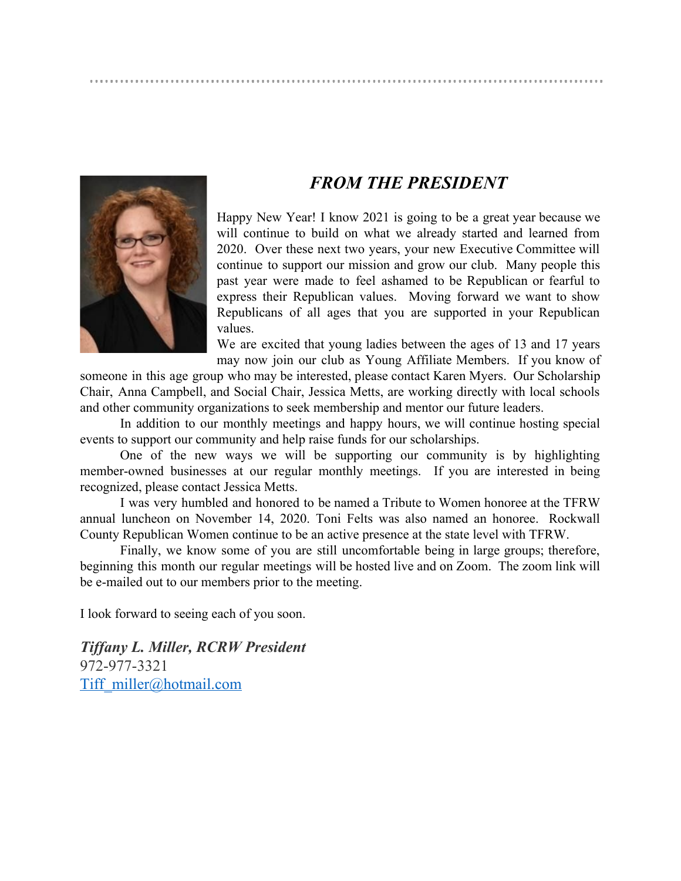## *FROM THE PRESIDENT*

Happy New Year! I know 2021 is going to be a great year because we will continue to build on what we already started and learned from 2020. Over these next two years, your new Executive Committee will continue to support our mission and grow our club. Many people this past year were made to feel ashamed to be Republican or fearful to express their Republican values. Moving forward we want to show Republicans of all ages that you are supported in your Republican values.

We are excited that young ladies between the ages of 13 and 17 years may now join our club as Young Affiliate Members. If you know of someone in this age group who may be interested, please contact Karen Myers. Our Scholarship Chair, Anna Campbell, and Social Chair, Jessica Metts, are working directly with local schools and other community organizations to seek membership and mentor our future leaders.

In addition to our monthly meetings and happy hours, we will continue hosting special events to support our community and help raise funds for our scholarships.

One of the new ways we will be supporting our community is by highlighting member-owned businesses at our regular monthly meetings. If you are interested in being recognized, please contact Jessica Metts.

I was very humbled and honored to be named a Tribute to Women honoree at the TFRW annual luncheon on November 14, 2020. Toni Felts was also named an honoree. Rockwall County Republican Women continue to be an active presence at the state level with TFRW.

Finally, we know some of you are still uncomfortable being in large groups; therefore, beginning this month our regular meetings will be hosted live and on Zoom. The zoom link will be e-mailed out to our members prior to the meeting.

I look forward to seeing each of you soon.

***Tiffany L. Miller, RCRW President***
972-977-3321
Tiff_miller@hotmail.com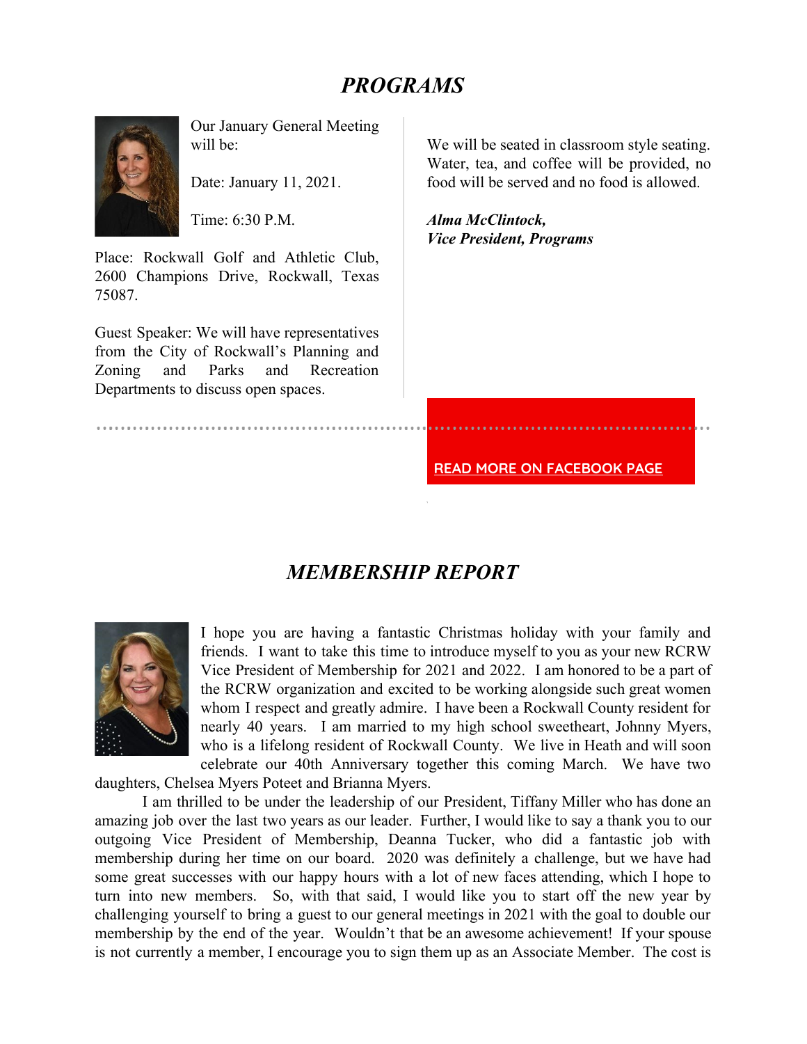# *PROGRAMS*

Our January General Meeting will be:

Date: January 11, 2021.

Time: 6:30 P.M.

Place: Rockwall Golf and Athletic Club, 2600 Champions Drive, Rockwall, Texas 75087.

Guest Speaker: We will have representatives from the City of Rockwall's Planning and Zoning and Parks and Recreation Departments to discuss open spaces.

We will be seated in classroom style seating. Water, tea, and coffee will be provided, no food will be served and no food is allowed.

***Alma McClintock,***
***Vice President, Programs***

READ MORE ON FACEBOOK PAGE

# *MEMBERSHIP REPORT*

I hope you are having a fantastic Christmas holiday with your family and friends. I want to take this time to introduce myself to you as your new RCRW Vice President of Membership for 2021 and 2022. I am honored to be a part of the RCRW organization and excited to be working alongside such great women whom I respect and greatly admire. I have been a Rockwall County resident for nearly 40 years. I am married to my high school sweetheart, Johnny Myers, who is a lifelong resident of Rockwall County. We live in Heath and will soon celebrate our 40th Anniversary together this coming March. We have two daughters, Chelsea Myers Poteet and Brianna Myers.

I am thrilled to be under the leadership of our President, Tiffany Miller who has done an amazing job over the last two years as our leader. Further, I would like to say a thank you to our outgoing Vice President of Membership, Deanna Tucker, who did a fantastic job with membership during her time on our board. 2020 was definitely a challenge, but we have had some great successes with our happy hours with a lot of new faces attending, which I hope to turn into new members. So, with that said, I would like you to start off the new year by challenging yourself to bring a guest to our general meetings in 2021 with the goal to double our membership by the end of the year. Wouldn't that be an awesome achievement! If your spouse is not currently a member, I encourage you to sign them up as an Associate Member. The cost is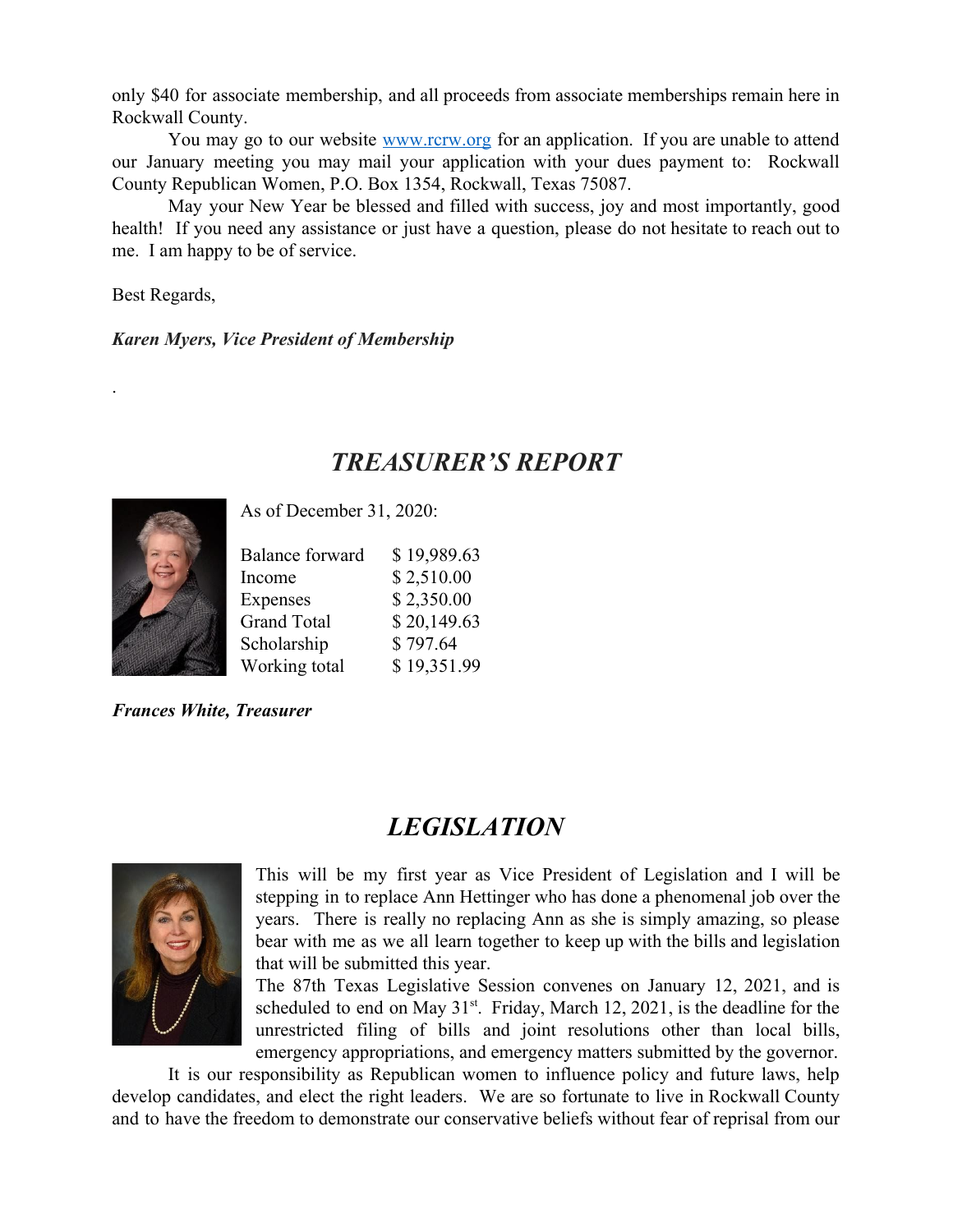only $40 for associate membership, and all proceeds from associate memberships remain here in Rockwall County.

You may go to our website www.rcrw.org for an application. If you are unable to attend our January meeting you may mail your application with your dues payment to: Rockwall County Republican Women, P.O. Box 1354, Rockwall, Texas 75087.

May your New Year be blessed and filled with success, joy and most importantly, good health! If you need any assistance or just have a question, please do not hesitate to reach out to me. I am happy to be of service.

Best Regards,

***Karen Myers, Vice President of Membership***

.

## *TREASURER'S REPORT*

As of December 31, 2020:

| | |
|---|---|
| Balance forward | $ 19,989.63 |
| Income | $ 2,510.00 |
| Expenses | $ 2,350.00 |
| Grand Total | $ 20,149.63 |
| Scholarship | $ 797.64 |
| Working total | $ 19,351.99 |

***Frances White, Treasurer***

## *LEGISLATION*

This will be my first year as Vice President of Legislation and I will be stepping in to replace Ann Hettinger who has done a phenomenal job over the years. There is really no replacing Ann as she is simply amazing, so please bear with me as we all learn together to keep up with the bills and legislation that will be submitted this year.

The 87th Texas Legislative Session convenes on January 12, 2021, and is scheduled to end on May 31st. Friday, March 12, 2021, is the deadline for the unrestricted filing of bills and joint resolutions other than local bills, emergency appropriations, and emergency matters submitted by the governor.

It is our responsibility as Republican women to influence policy and future laws, help develop candidates, and elect the right leaders. We are so fortunate to live in Rockwall County and to have the freedom to demonstrate our conservative beliefs without fear of reprisal from our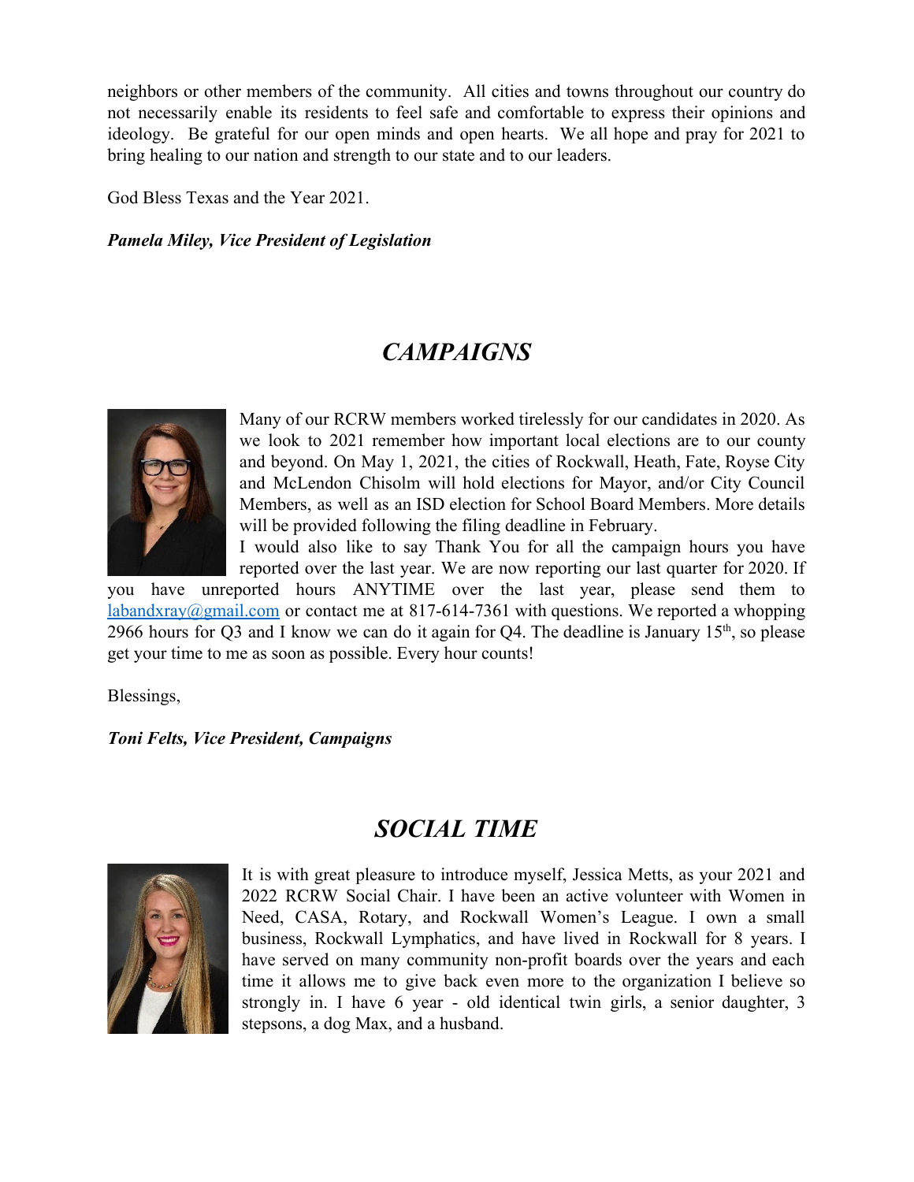neighbors or other members of the community. All cities and towns throughout our country do not necessarily enable its residents to feel safe and comfortable to express their opinions and ideology. Be grateful for our open minds and open hearts. We all hope and pray for 2021 to bring healing to our nation and strength to our state and to our leaders.

God Bless Texas and the Year 2021.

***Pamela Miley, Vice President of Legislation***

# *CAMPAIGNS*

Many of our RCRW members worked tirelessly for our candidates in 2020. As we look to 2021 remember how important local elections are to our county and beyond. On May 1, 2021, the cities of Rockwall, Heath, Fate, Royse City and McLendon Chisolm will hold elections for Mayor, and/or City Council Members, as well as an ISD election for School Board Members. More details will be provided following the filing deadline in February.

I would also like to say Thank You for all the campaign hours you have reported over the last year. We are now reporting our last quarter for 2020. If you have unreported hours ANYTIME over the last year, please send them to [labandxray@gmail.com](mailto:labandxray@gmail.com) or contact me at 817-614-7361 with questions. We reported a whopping 2966 hours for Q3 and I know we can do it again for Q4. The deadline is January 15th, so please get your time to me as soon as possible. Every hour counts!

Blessings,

***Toni Felts, Vice President, Campaigns***

# *SOCIAL TIME*

It is with great pleasure to introduce myself, Jessica Metts, as your 2021 and 2022 RCRW Social Chair. I have been an active volunteer with Women in Need, CASA, Rotary, and Rockwall Women's League. I own a small business, Rockwall Lymphatics, and have lived in Rockwall for 8 years. I have served on many community non-profit boards over the years and each time it allows me to give back even more to the organization I believe so strongly in. I have 6 year - old identical twin girls, a senior daughter, 3 stepsons, a dog Max, and a husband.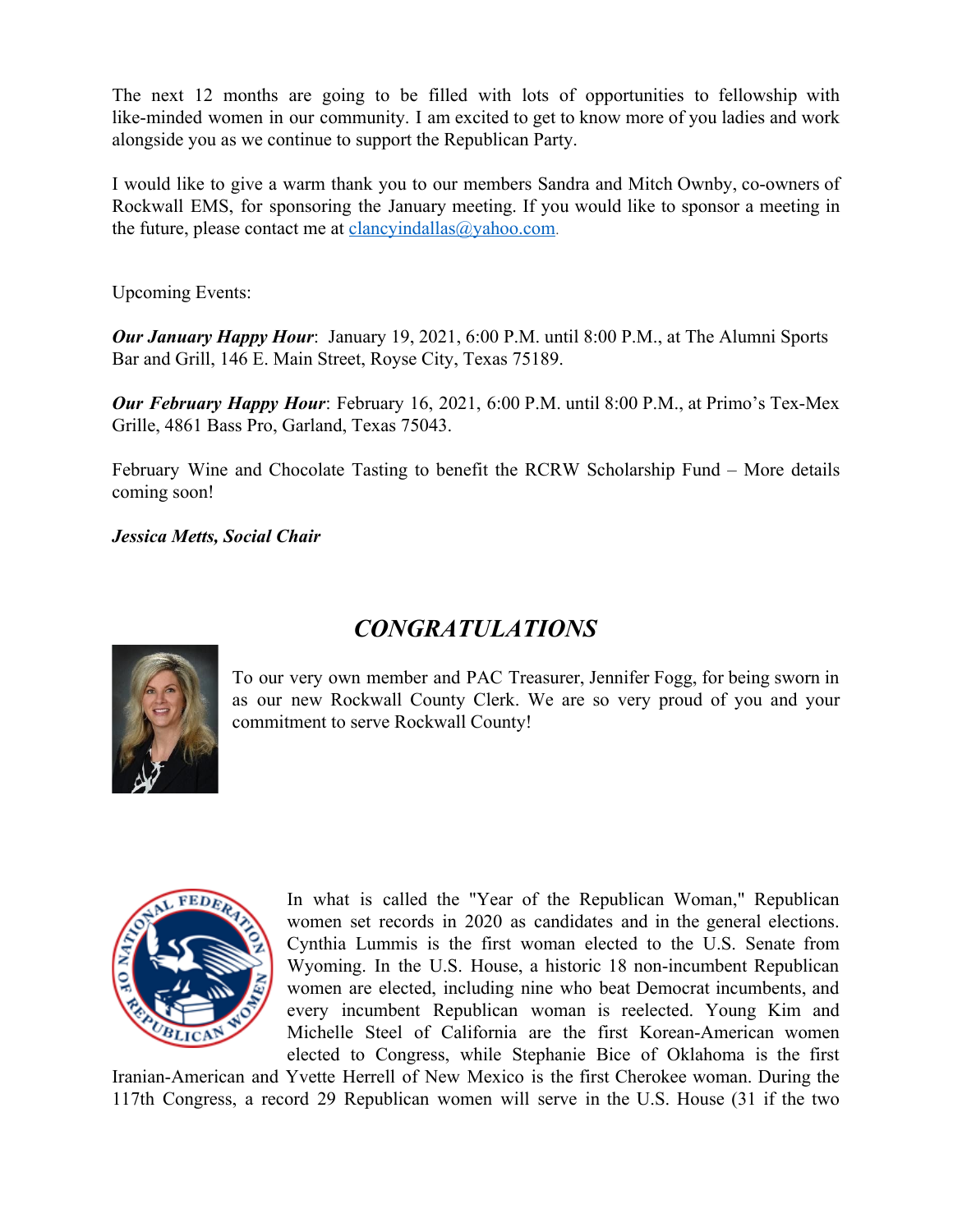The next 12 months are going to be filled with lots of opportunities to fellowship with like-minded women in our community. I am excited to get to know more of you ladies and work alongside you as we continue to support the Republican Party.

I would like to give a warm thank you to our members Sandra and Mitch Ownby, co-owners of Rockwall EMS, for sponsoring the January meeting. If you would like to sponsor a meeting in the future, please contact me at clancyindallas@yahoo.com.

Upcoming Events:

***Our January Happy Hour***: January 19, 2021, 6:00 P.M. until 8:00 P.M., at The Alumni Sports Bar and Grill, 146 E. Main Street, Royse City, Texas 75189.

***Our February Happy Hour***: February 16, 2021, 6:00 P.M. until 8:00 P.M., at Primo's Tex-Mex Grille, 4861 Bass Pro, Garland, Texas 75043.

February Wine and Chocolate Tasting to benefit the RCRW Scholarship Fund – More details coming soon!

***Jessica Metts, Social Chair***

## *CONGRATULATIONS*

To our very own member and PAC Treasurer, Jennifer Fogg, for being sworn in as our new Rockwall County Clerk. We are so very proud of you and your commitment to serve Rockwall County!

In what is called the "Year of the Republican Woman," Republican women set records in 2020 as candidates and in the general elections. Cynthia Lummis is the first woman elected to the U.S. Senate from Wyoming. In the U.S. House, a historic 18 non-incumbent Republican women are elected, including nine who beat Democrat incumbents, and every incumbent Republican woman is reelected. Young Kim and Michelle Steel of California are the first Korean-American women elected to Congress, while Stephanie Bice of Oklahoma is the first Iranian-American and Yvette Herrell of New Mexico is the first Cherokee woman. During the 117th Congress, a record 29 Republican women will serve in the U.S. House (31 if the two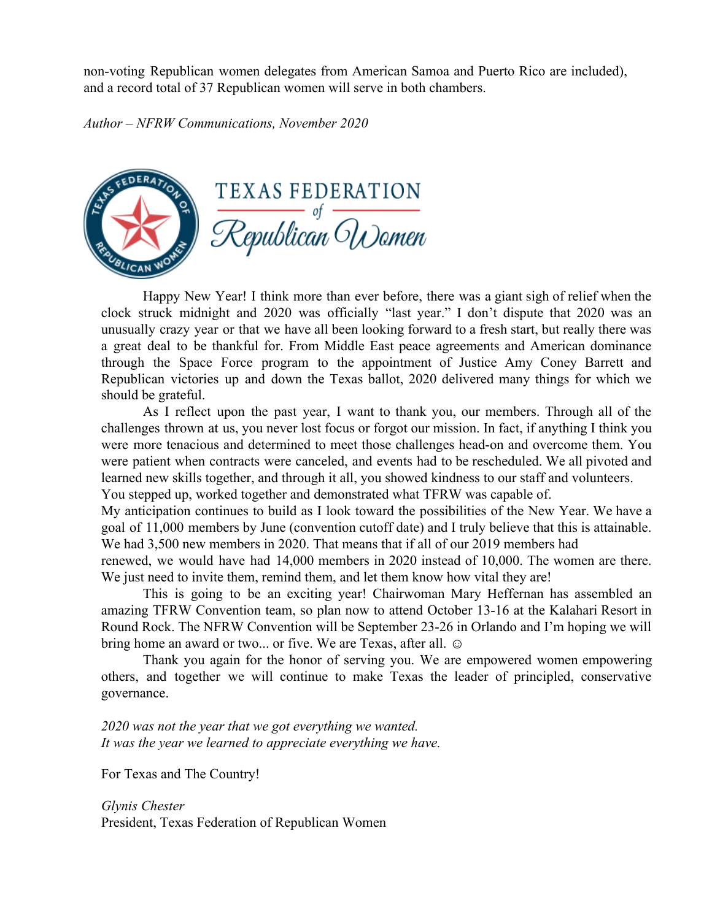non-voting Republican women delegates from American Samoa and Puerto Rico are included), and a record total of 37 Republican women will serve in both chambers.

*Author – NFRW Communications, November 2020*

TEXAS FEDERATION of Republican Women

Happy New Year! I think more than ever before, there was a giant sigh of relief when the clock struck midnight and 2020 was officially "last year." I don't dispute that 2020 was an unusually crazy year or that we have all been looking forward to a fresh start, but really there was a great deal to be thankful for. From Middle East peace agreements and American dominance through the Space Force program to the appointment of Justice Amy Coney Barrett and Republican victories up and down the Texas ballot, 2020 delivered many things for which we should be grateful.

As I reflect upon the past year, I want to thank you, our members. Through all of the challenges thrown at us, you never lost focus or forgot our mission. In fact, if anything I think you were more tenacious and determined to meet those challenges head-on and overcome them. You were patient when contracts were canceled, and events had to be rescheduled. We all pivoted and learned new skills together, and through it all, you showed kindness to our staff and volunteers. You stepped up, worked together and demonstrated what TFRW was capable of.

My anticipation continues to build as I look toward the possibilities of the New Year. We have a goal of 11,000 members by June (convention cutoff date) and I truly believe that this is attainable. We had 3,500 new members in 2020. That means that if all of our 2019 members had renewed, we would have had 14,000 members in 2020 instead of 10,000. The women are there. We just need to invite them, remind them, and let them know how vital they are!

This is going to be an exciting year! Chairwoman Mary Heffernan has assembled an amazing TFRW Convention team, so plan now to attend October 13-16 at the Kalahari Resort in Round Rock. The NFRW Convention will be September 23-26 in Orlando and I'm hoping we will bring home an award or two... or five. We are Texas, after all. ☺

Thank you again for the honor of serving you. We are empowered women empowering others, and together we will continue to make Texas the leader of principled, conservative governance.

*2020 was not the year that we got everything we wanted.*
*It was the year we learned to appreciate everything we have.*

For Texas and The Country!

*Glynis Chester*
President, Texas Federation of Republican Women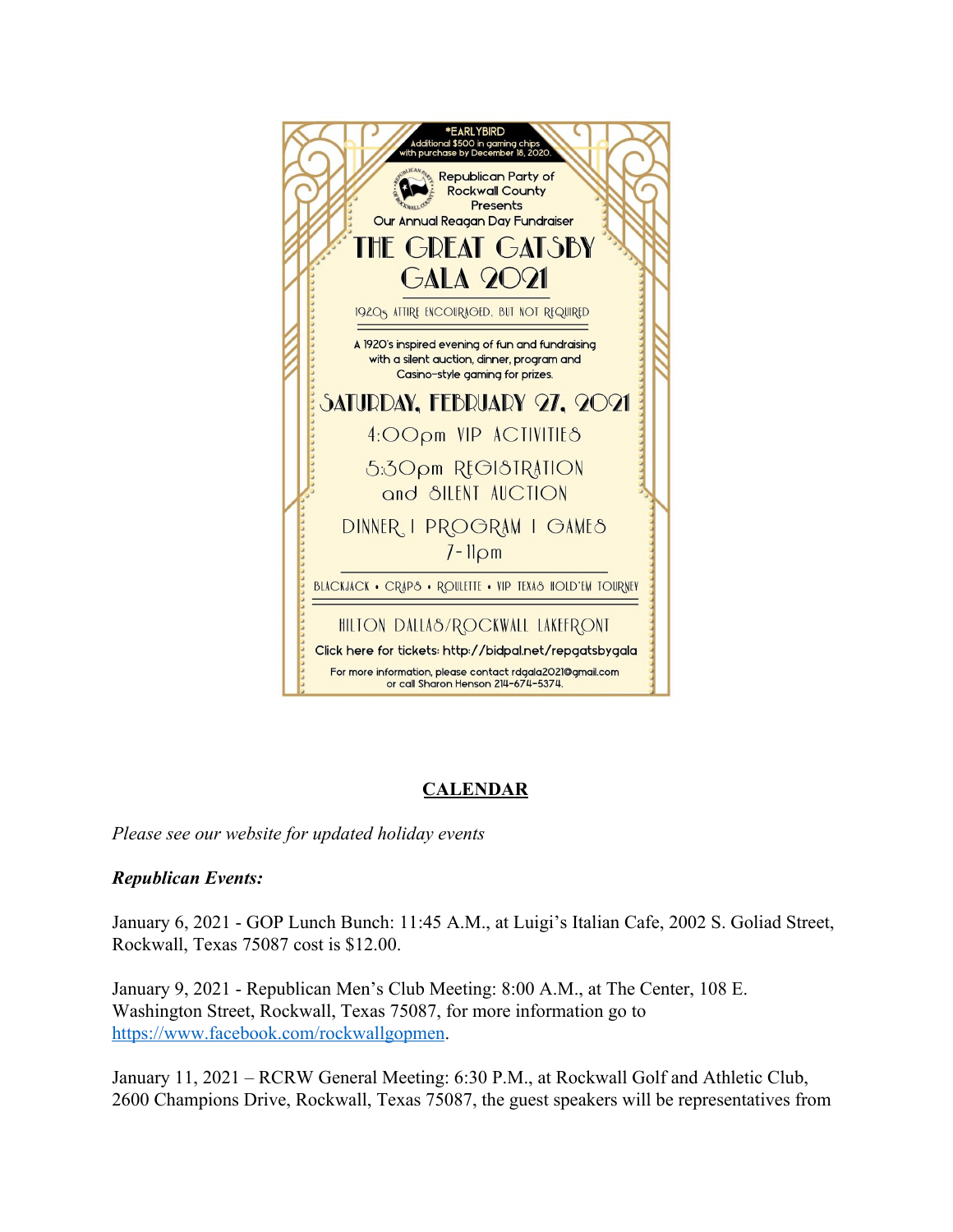*EARLYBIRD
Additional $500 in gaming chips with purchase by December 18, 2020.

Republican Party of Rockwall County Presents

Our Annual Reagan Day Fundraiser

# THE GREAT GATSBY GALA 2021

1920s ATTIRE ENCOURAGED, BUT NOT REQUIRED

A 1920's inspired evening of fun and fundraising with a silent auction, dinner, program and Casino-style gaming for prizes.

## SATURDAY, FEBRUARY 27, 2021

4:00pm VIP ACTIVITIES

5:30pm REGISTRATION and SILENT AUCTION

DINNER | PROGRAM | GAMES 7-11pm

BLACKJACK • CRAPS • ROULETTE • VIP TEXAS HOLD'EM TOURNEY

HILTON DALLAS/ROCKWALL LAKEFRONT

Click here for tickets: http://bidpal.net/repgatsbygala

For more information, please contact rdgala2021@gmail.com or call Sharon Henson 214-674-5374.

## CALENDAR

*Please see our website for updated holiday events*

***Republican Events:***

January 6, 2021 - GOP Lunch Bunch: 11:45 A.M., at Luigi's Italian Cafe, 2002 S. Goliad Street, Rockwall, Texas 75087 cost is $12.00.

January 9, 2021 - Republican Men's Club Meeting: 8:00 A.M., at The Center, 108 E. Washington Street, Rockwall, Texas 75087, for more information go to https://www.facebook.com/rockwallgopmen.

January 11, 2021 – RCRW General Meeting: 6:30 P.M., at Rockwall Golf and Athletic Club, 2600 Champions Drive, Rockwall, Texas 75087, the guest speakers will be representatives from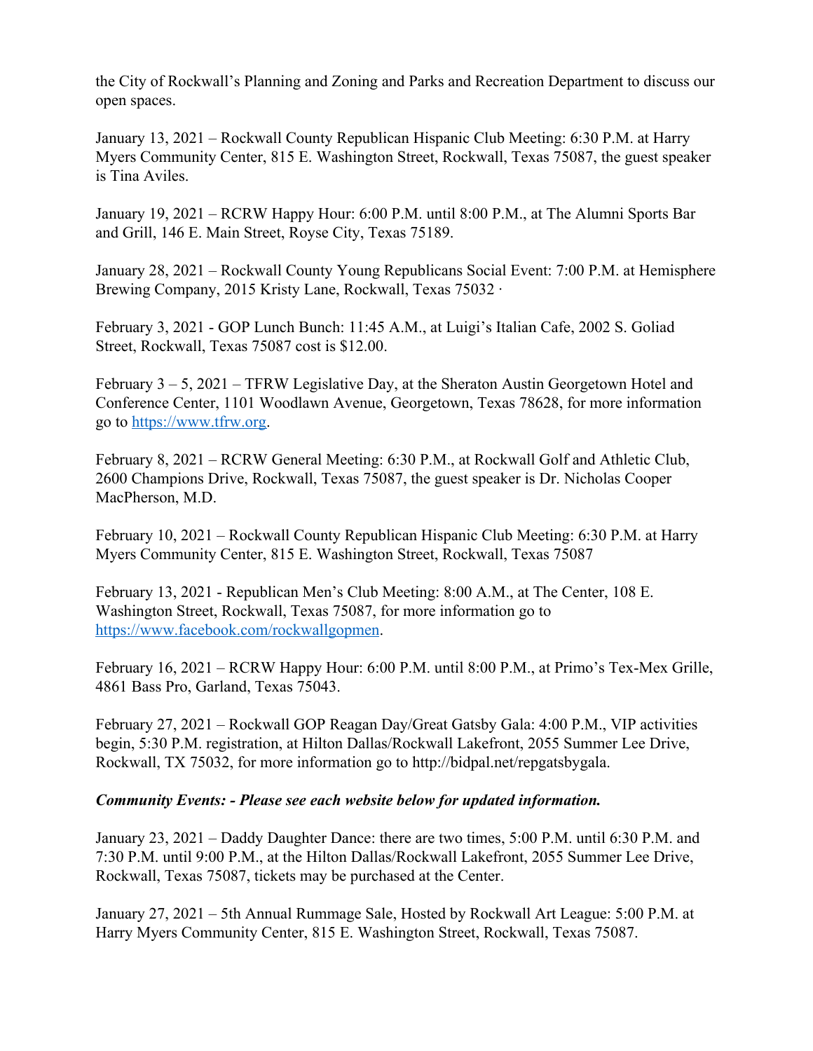the City of Rockwall's Planning and Zoning and Parks and Recreation Department to discuss our open spaces.

January 13, 2021 – Rockwall County Republican Hispanic Club Meeting: 6:30 P.M. at Harry Myers Community Center, 815 E. Washington Street, Rockwall, Texas 75087, the guest speaker is Tina Aviles.

January 19, 2021 – RCRW Happy Hour: 6:00 P.M. until 8:00 P.M., at The Alumni Sports Bar and Grill, 146 E. Main Street, Royse City, Texas 75189.

January 28, 2021 – Rockwall County Young Republicans Social Event: 7:00 P.M. at Hemisphere Brewing Company, 2015 Kristy Lane, Rockwall, Texas 75032 ·

February 3, 2021 - GOP Lunch Bunch: 11:45 A.M., at Luigi's Italian Cafe, 2002 S. Goliad Street, Rockwall, Texas 75087 cost is $12.00.

February 3 – 5, 2021 – TFRW Legislative Day, at the Sheraton Austin Georgetown Hotel and Conference Center, 1101 Woodlawn Avenue, Georgetown, Texas 78628, for more information go to https://www.tfrw.org.

February 8, 2021 – RCRW General Meeting: 6:30 P.M., at Rockwall Golf and Athletic Club, 2600 Champions Drive, Rockwall, Texas 75087, the guest speaker is Dr. Nicholas Cooper MacPherson, M.D.

February 10, 2021 – Rockwall County Republican Hispanic Club Meeting: 6:30 P.M. at Harry Myers Community Center, 815 E. Washington Street, Rockwall, Texas 75087

February 13, 2021 - Republican Men's Club Meeting: 8:00 A.M., at The Center, 108 E. Washington Street, Rockwall, Texas 75087, for more information go to https://www.facebook.com/rockwallgopmen.

February 16, 2021 – RCRW Happy Hour: 6:00 P.M. until 8:00 P.M., at Primo's Tex-Mex Grille, 4861 Bass Pro, Garland, Texas 75043.

February 27, 2021 – Rockwall GOP Reagan Day/Great Gatsby Gala: 4:00 P.M., VIP activities begin, 5:30 P.M. registration, at Hilton Dallas/Rockwall Lakefront, 2055 Summer Lee Drive, Rockwall, TX 75032, for more information go to http://bidpal.net/repgatsbygala.

***Community Events: - Please see each website below for updated information.***

January 23, 2021 – Daddy Daughter Dance: there are two times, 5:00 P.M. until 6:30 P.M. and 7:30 P.M. until 9:00 P.M., at the Hilton Dallas/Rockwall Lakefront, 2055 Summer Lee Drive, Rockwall, Texas 75087, tickets may be purchased at the Center.

January 27, 2021 – 5th Annual Rummage Sale, Hosted by Rockwall Art League: 5:00 P.M. at Harry Myers Community Center, 815 E. Washington Street, Rockwall, Texas 75087.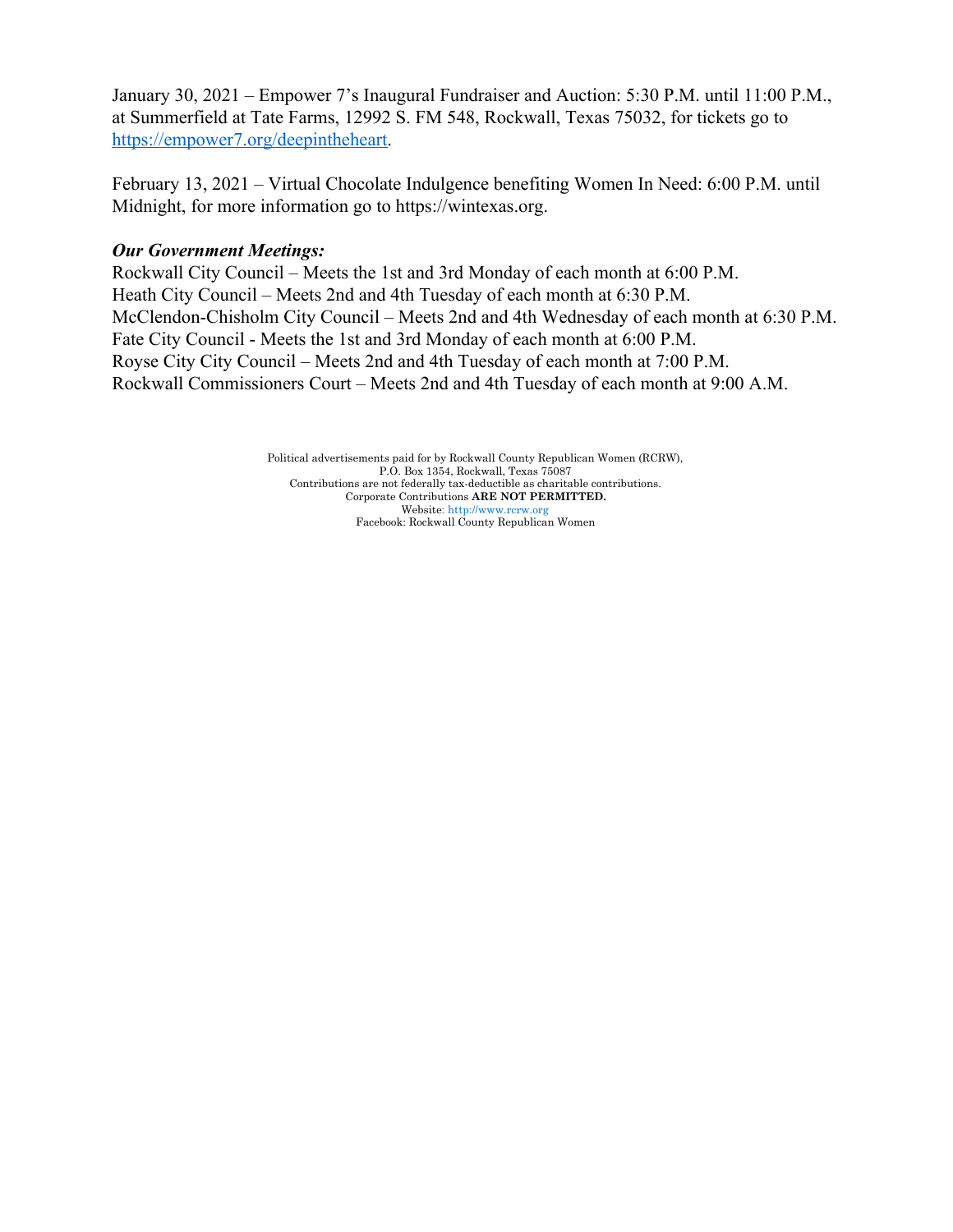January 30, 2021 – Empower 7's Inaugural Fundraiser and Auction: 5:30 P.M. until 11:00 P.M., at Summerfield at Tate Farms, 12992 S. FM 548, Rockwall, Texas 75032, for tickets go to [https://empower7.org/deepintheheart](https://empower7.org/deepintheheart).

February 13, 2021 – Virtual Chocolate Indulgence benefiting Women In Need: 6:00 P.M. until Midnight, for more information go to https://wintexas.org.

***Our Government Meetings:***

Rockwall City Council – Meets the 1st and 3rd Monday of each month at 6:00 P.M.
Heath City Council – Meets 2nd and 4th Tuesday of each month at 6:30 P.M.
McClendon-Chisholm City Council – Meets 2nd and 4th Wednesday of each month at 6:30 P.M.
Fate City Council - Meets the 1st and 3rd Monday of each month at 6:00 P.M.
Royse City City Council – Meets 2nd and 4th Tuesday of each month at 7:00 P.M.
Rockwall Commissioners Court – Meets 2nd and 4th Tuesday of each month at 9:00 A.M.

Political advertisements paid for by Rockwall County Republican Women (RCRW),
P.O. Box 1354, Rockwall, Texas 75087
Contributions are not federally tax-deductible as charitable contributions.
Corporate Contributions **ARE NOT PERMITTED.**
Website: http://www.rcrw.org
Facebook: Rockwall County Republican Women